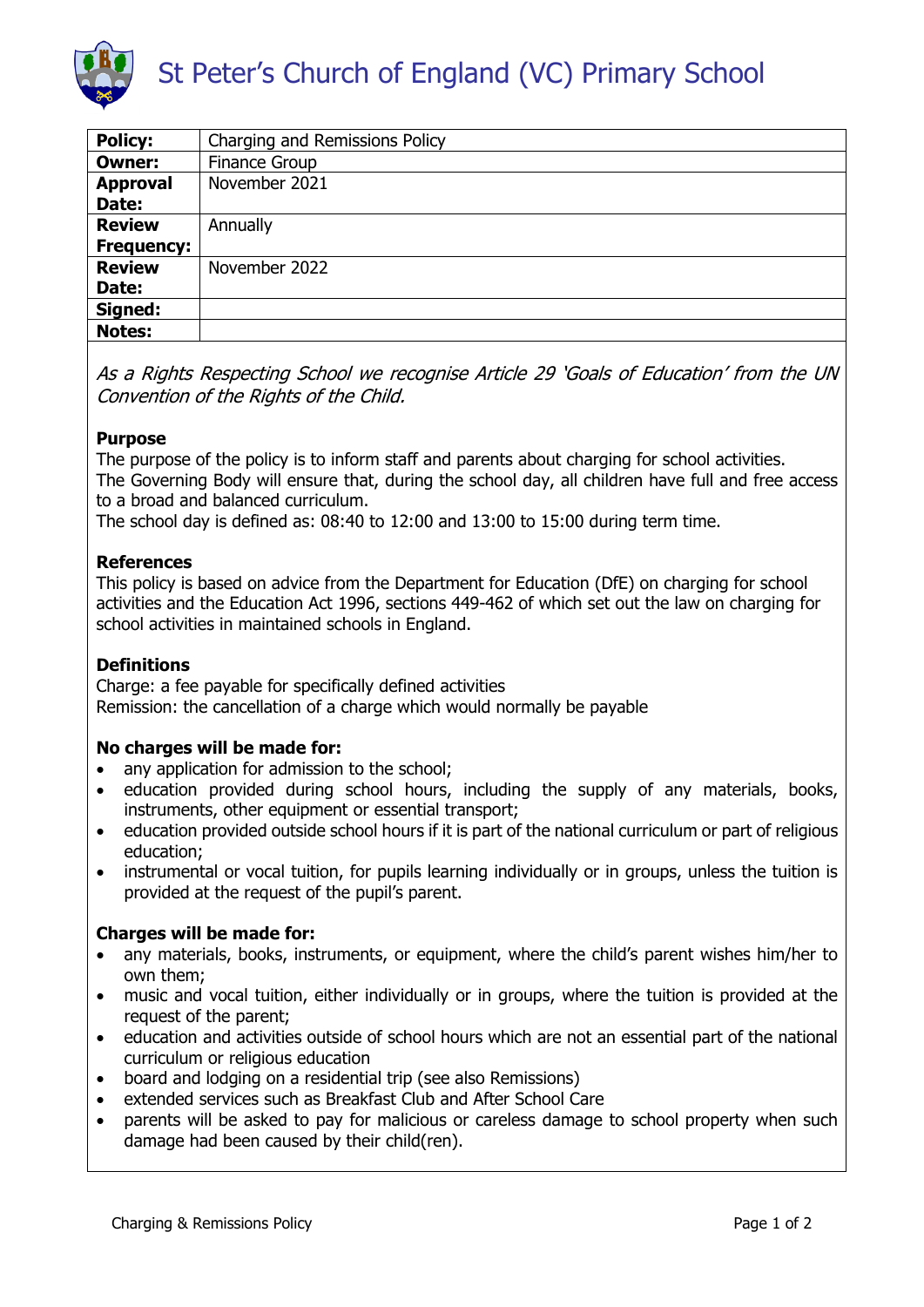# St Peter's Church of England (VC) Primary School

| Policy: | Charging and Remissions Policy |
| --- | --- |
| Owner: | Finance Group |
| Approval Date: | November 2021 |
| Review Frequency: | Annually |
| Review Date: | November 2022 |
| Signed: | |
| Notes: | |

*As a Rights Respecting School we recognise Article 29 'Goals of Education' from the UN Convention of the Rights of the Child.*

**Purpose**

The purpose of the policy is to inform staff and parents about charging for school activities.
The Governing Body will ensure that, during the school day, all children have full and free access to a broad and balanced curriculum.
The school day is defined as: 08:40 to 12:00 and 13:00 to 15:00 during term time.

**References**

This policy is based on advice from the Department for Education (DfE) on charging for school activities and the Education Act 1996, sections 449-462 of which set out the law on charging for school activities in maintained schools in England.

**Definitions**

Charge: a fee payable for specifically defined activities
Remission: the cancellation of a charge which would normally be payable

**No charges will be made for:**

- any application for admission to the school;
- education provided during school hours, including the supply of any materials, books, instruments, other equipment or essential transport;
- education provided outside school hours if it is part of the national curriculum or part of religious education;
- instrumental or vocal tuition, for pupils learning individually or in groups, unless the tuition is provided at the request of the pupil's parent.

**Charges will be made for:**

- any materials, books, instruments, or equipment, where the child's parent wishes him/her to own them;
- music and vocal tuition, either individually or in groups, where the tuition is provided at the request of the parent;
- education and activities outside of school hours which are not an essential part of the national curriculum or religious education
- board and lodging on a residential trip (see also Remissions)
- extended services such as Breakfast Club and After School Care
- parents will be asked to pay for malicious or careless damage to school property when such damage had been caused by their child(ren).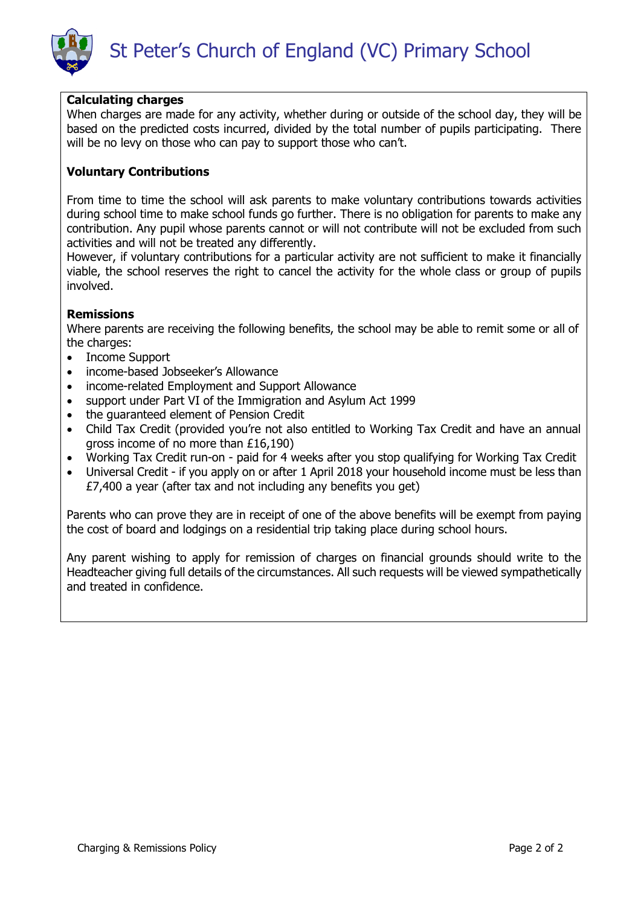**Calculating charges**

When charges are made for any activity, whether during or outside of the school day, they will be based on the predicted costs incurred, divided by the total number of pupils participating. There will be no levy on those who can pay to support those who can't.

**Voluntary Contributions**

From time to time the school will ask parents to make voluntary contributions towards activities during school time to make school funds go further. There is no obligation for parents to make any contribution. Any pupil whose parents cannot or will not contribute will not be excluded from such activities and will not be treated any differently.

However, if voluntary contributions for a particular activity are not sufficient to make it financially viable, the school reserves the right to cancel the activity for the whole class or group of pupils involved.

**Remissions**

Where parents are receiving the following benefits, the school may be able to remit some or all of the charges:

- Income Support
- income-based Jobseeker's Allowance
- income-related Employment and Support Allowance
- support under Part VI of the Immigration and Asylum Act 1999
- the guaranteed element of Pension Credit
- Child Tax Credit (provided you're not also entitled to Working Tax Credit and have an annual gross income of no more than £16,190)
- Working Tax Credit run-on - paid for 4 weeks after you stop qualifying for Working Tax Credit
- Universal Credit - if you apply on or after 1 April 2018 your household income must be less than £7,400 a year (after tax and not including any benefits you get)

Parents who can prove they are in receipt of one of the above benefits will be exempt from paying the cost of board and lodgings on a residential trip taking place during school hours.

Any parent wishing to apply for remission of charges on financial grounds should write to the Headteacher giving full details of the circumstances. All such requests will be viewed sympathetically and treated in confidence.